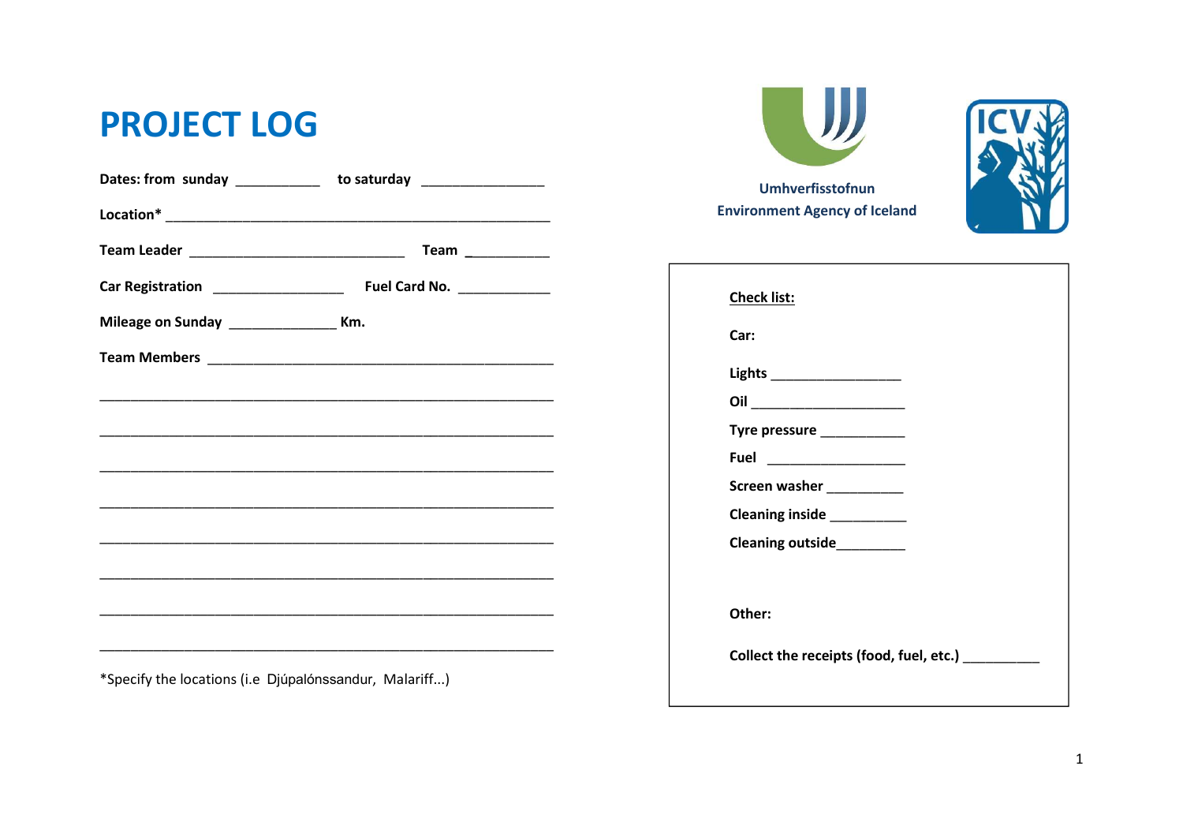# PROJECT LOG

**Dates: from sunday** ___________ **to saturday** ________________

**Location*** ______________________________________________________

**Team Leader** ____________________________ **Team** ___________

**Car Registration** _________________ **Fuel Card No.** ____________

**Mileage on Sunday** ______________ **Km.**

**Team Members** _______________________________________________

____________________________________________________________

____________________________________________________________

____________________________________________________________

____________________________________________________________

____________________________________________________________

____________________________________________________________

____________________________________________________________

____________________________________________________________

*Specify the locations (i.e Djúpalónssandur, Malariff...)

Umhverfisstofnun
Environment Agency of Iceland

ICV

**Check list:**

**Car:**

**Lights** _________________

**Oil** ____________________

**Tyre pressure** ___________

**Fuel** ___________________

**Screen washer** __________

**Cleaning inside** __________

**Cleaning outside**_________

**Other:**

**Collect the receipts (food, fuel, etc.)** __________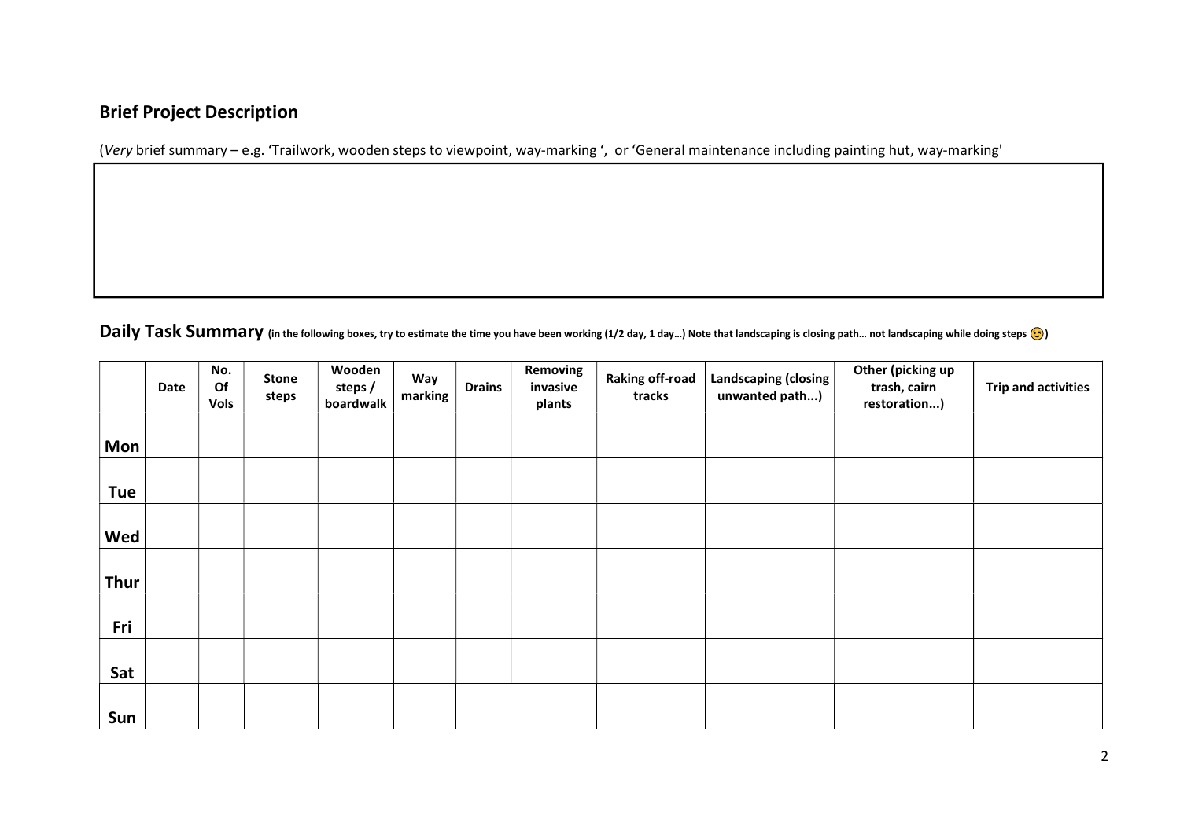## Brief Project Description

(*Very* brief summary – e.g. 'Trailwork, wooden steps to viewpoint, way-marking ', or 'General maintenance including painting hut, way-marking'

| |
|---|
| |

## Daily Task Summary (in the following boxes, try to estimate the time you have been working (1/2 day, 1 day…) Note that landscaping is closing path… not landscaping while doing steps 😉)

| | Date | No. Of Vols | Stone steps | Wooden steps / boardwalk | Way marking | Drains | Removing invasive plants | Raking off-road tracks | Landscaping (closing unwanted path...) | Other (picking up trash, cairn restoration...) | Trip and activities |
|---|---|---|---|---|---|---|---|---|---|---|---|
| **Mon** | | | | | | | | | | | |
| **Tue** | | | | | | | | | | | |
| **Wed** | | | | | | | | | | | |
| **Thur** | | | | | | | | | | | |
| **Fri** | | | | | | | | | | | |
| **Sat** | | | | | | | | | | | |
| **Sun** | | | | | | | | | | | |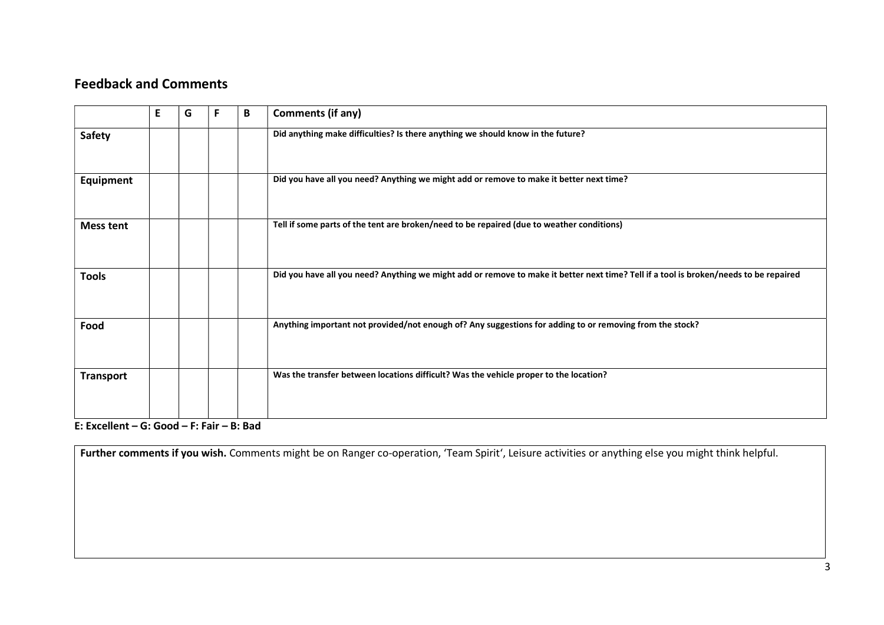## Feedback and Comments

| | E | G | F | B | Comments (if any) |
|---|---|---|---|---|---|
| **Safety** | | | | | **Did anything make difficulties? Is there anything we should know in the future?** |
| **Equipment** | | | | | **Did you have all you need? Anything we might add or remove to make it better next time?** |
| **Mess tent** | | | | | **Tell if some parts of the tent are broken/need to be repaired (due to weather conditions)** |
| **Tools** | | | | | **Did you have all you need? Anything we might add or remove to make it better next time? Tell if a tool is broken/needs to be repaired** |
| **Food** | | | | | **Anything important not provided/not enough of? Any suggestions for adding to or removing from the stock?** |
| **Transport** | | | | | **Was the transfer between locations difficult? Was the vehicle proper to the location?** |

**E: Excellent – G: Good – F: Fair – B: Bad**

| **Further comments if you wish.** Comments might be on Ranger co-operation, 'Team Spirit', Leisure activities or anything else you might think helpful. |
|---|
| |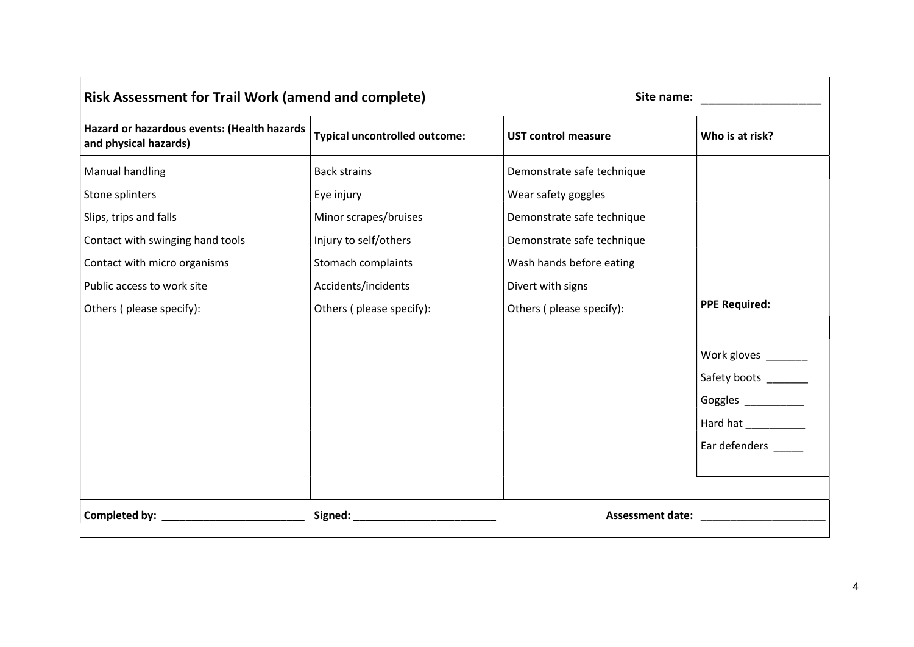**Risk Assessment for Trail Work (amend and complete)** **Site name:** ___________________

| Hazard or hazardous events: (Health hazards and physical hazards) | Typical uncontrolled outcome: | UST control measure | Who is at risk? |
|---|---|---|---|
| Manual handling | Back strains | Demonstrate safe technique | |
| Stone splinters | Eye injury | Wear safety goggles | |
| Slips, trips and falls | Minor scrapes/bruises | Demonstrate safe technique | |
| Contact with swinging hand tools | Injury to self/others | Demonstrate safe technique | |
| Contact with micro organisms | Stomach complaints | Wash hands before eating | |
| Public access to work site | Accidents/incidents | Divert with signs | |
| Others ( please specify): | Others ( please specify): | Others ( please specify): | **PPE Required:** |
| | | | Work gloves _______ |
| | | | Safety boots _______ |
| | | | Goggles __________ |
| | | | Hard hat __________ |
| | | | Ear defenders _____ |

**Completed by:** ________________________ **Signed:** ________________________ **Assessment date:** ____________________